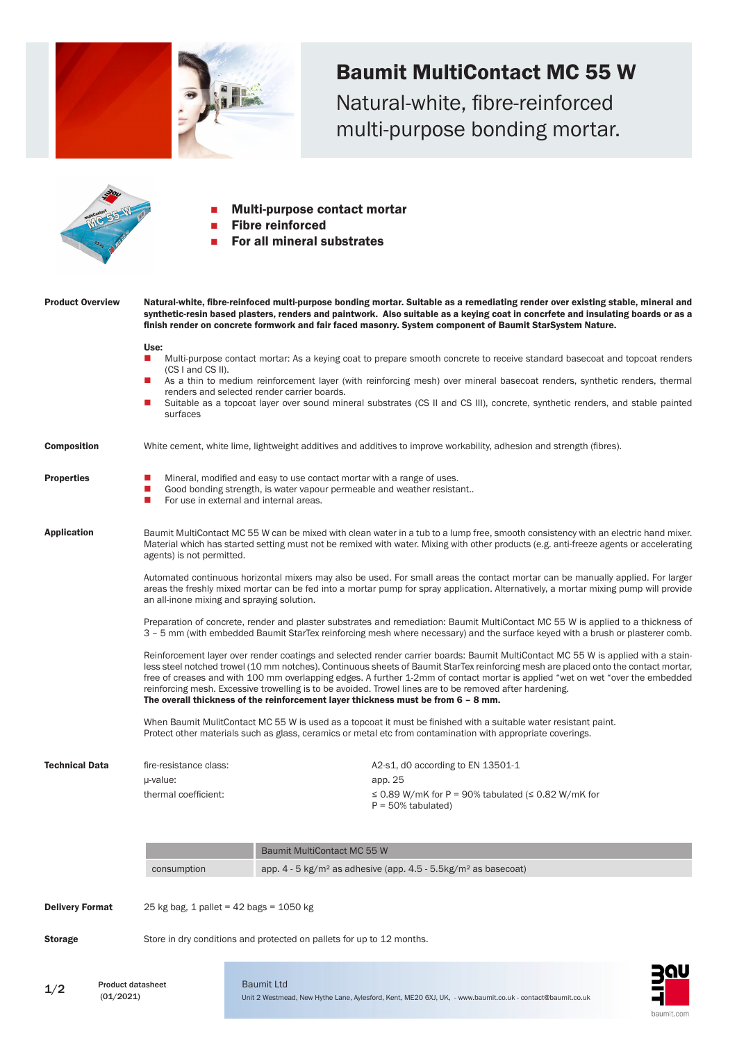# Baumit MultiContact MC 55 W

Natural-white, fibre-reinforced multi-purpose bonding mortar.

- **Multi-purpose contact mortar**
- **Fibre reinforced**
- **For all mineral substrates**

**Product Overview**

**Natural-white, fibre-reinfoced multi-purpose bonding mortar. Suitable as a remediating render over existing stable, mineral and synthetic-resin based plasters, renders and paintwork. Also suitable as a keying coat in concrfete and insulating boards or as a finish render on concrete formwork and fair faced masonry. System component of Baumit StarSystem Nature.**

**Use:**

- Multi-purpose contact mortar: As a keying coat to prepare smooth concrete to receive standard basecoat and topcoat renders (CS I and CS II).
- As a thin to medium reinforcement layer (with reinforcing mesh) over mineral basecoat renders, synthetic renders, thermal renders and selected render carrier boards.
- Suitable as a topcoat layer over sound mineral substrates (CS II and CS III), concrete, synthetic renders, and stable painted surfaces

**Composition**

White cement, white lime, lightweight additives and additives to improve workability, adhesion and strength (fibres).

**Properties**

- Mineral, modified and easy to use contact mortar with a range of uses.
- Good bonding strength, is water vapour permeable and weather resistant..
- For use in external and internal areas.

**Application**

Baumit MultiContact MC 55 W can be mixed with clean water in a tub to a lump free, smooth consistency with an electric hand mixer. Material which has started setting must not be remixed with water. Mixing with other products (e.g. anti-freeze agents or accelerating agents) is not permitted.

Automated continuous horizontal mixers may also be used. For small areas the contact mortar can be manually applied. For larger areas the freshly mixed mortar can be fed into a mortar pump for spray application. Alternatively, a mortar mixing pump will provide an all-inone mixing and spraying solution.

Preparation of concrete, render and plaster substrates and remediation: Baumit MultiContact MC 55 W is applied to a thickness of 3 – 5 mm (with embedded Baumit StarTex reinforcing mesh where necessary) and the surface keyed with a brush or plasterer comb.

Reinforcement layer over render coatings and selected render carrier boards: Baumit MultiContact MC 55 W is applied with a stainless steel notched trowel (10 mm notches). Continuous sheets of Baumit StarTex reinforcing mesh are placed onto the contact mortar, free of creases and with 100 mm overlapping edges. A further 1-2mm of contact mortar is applied "wet on wet "over the embedded reinforcing mesh. Excessive trowelling is to be avoided. Trowel lines are to be removed after hardening.
**The overall thickness of the reinforcement layer thickness must be from 6 – 8 mm.**

When Baumit MulitContact MC 55 W is used as a topcoat it must be finished with a suitable water resistant paint.
Protect other materials such as glass, ceramics or metal etc from contamination with appropriate coverings.

**Technical Data**

| | |
|---|---|
| fire-resistance class: | A2-s1, d0 according to EN 13501-1 |
| µ-value: | app. 25 |
| thermal coefficient: | ≤ 0.89 W/mK for P = 90% tabulated (≤ 0.82 W/mK for P = 50% tabulated) |

| | Baumit MultiContact MC 55 W |
|---|---|
| consumption | app. 4 - 5 kg/m² as adhesive (app. 4.5 - 5.5kg/m² as basecoat) |

**Delivery Format**

25 kg bag, 1 pallet = 42 bags = 1050 kg

**Storage**

Store in dry conditions and protected on pallets for up to 12 months.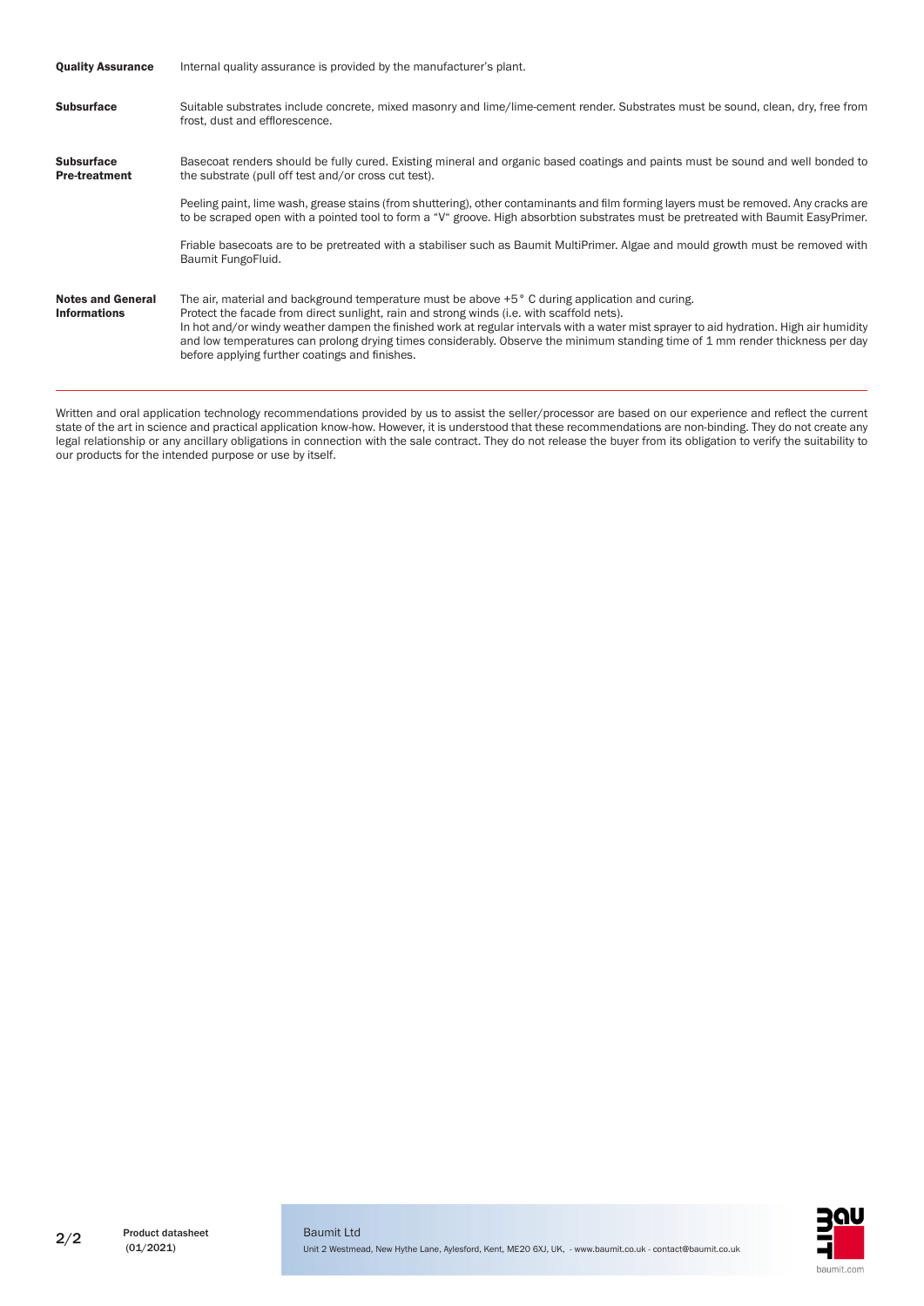**Quality Assurance**

Internal quality assurance is provided by the manufacturer's plant.

**Subsurface**

Suitable substrates include concrete, mixed masonry and lime/lime-cement render. Substrates must be sound, clean, dry, free from frost, dust and efflorescence.

**Subsurface Pre-treatment**

Basecoat renders should be fully cured. Existing mineral and organic based coatings and paints must be sound and well bonded to the substrate (pull off test and/or cross cut test).

Peeling paint, lime wash, grease stains (from shuttering), other contaminants and film forming layers must be removed. Any cracks are to be scraped open with a pointed tool to form a "V" groove. High absorbtion substrates must be pretreated with Baumit EasyPrimer.

Friable basecoats are to be pretreated with a stabiliser such as Baumit MultiPrimer. Algae and mould growth must be removed with Baumit FungoFluid.

**Notes and General Informations**

The air, material and background temperature must be above +5° C during application and curing.
Protect the facade from direct sunlight, rain and strong winds (i.e. with scaffold nets).
In hot and/or windy weather dampen the finished work at regular intervals with a water mist sprayer to aid hydration. High air humidity and low temperatures can prolong drying times considerably. Observe the minimum standing time of 1 mm render thickness per day before applying further coatings and finishes.

---

Written and oral application technology recommendations provided by us to assist the seller/processor are based on our experience and reflect the current state of the art in science and practical application know-how. However, it is understood that these recommendations are non-binding. They do not create any legal relationship or any ancillary obligations in connection with the sale contract. They do not release the buyer from its obligation to verify the suitability to our products for the intended purpose or use by itself.

Product datasheet (01/2021)

Baumit Ltd
Unit 2 Westmead, New Hythe Lane, Aylesford, Kent, ME20 6XJ, UK, - www.baumit.co.uk - contact@baumit.co.uk